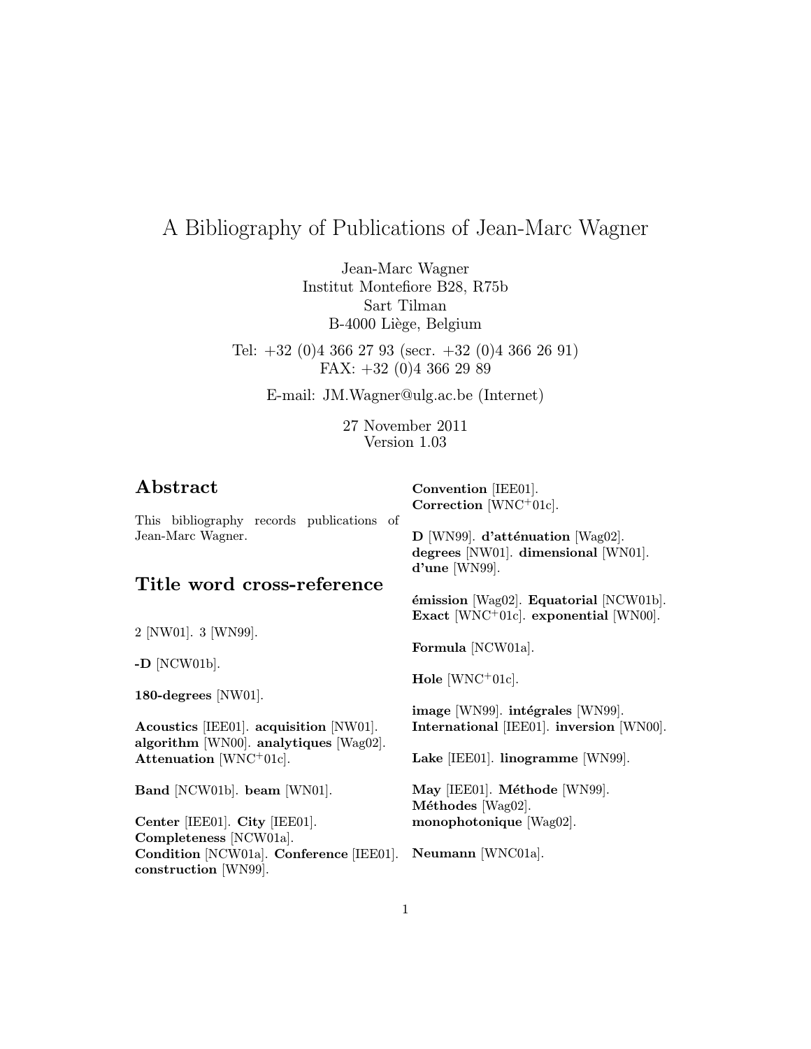# A Bibliography of Publications of Jean-Marc Wagner

Jean-Marc Wagner
Institut Montefiore B28, R75b
Sart Tilman
B-4000 Liège, Belgium

Tel: +32 (0)4 366 27 93 (secr. +32 (0)4 366 26 91)
FAX: +32 (0)4 366 29 89

E-mail: JM.Wagner@ulg.ac.be (Internet)

27 November 2011
Version 1.03

## Abstract

This bibliography records publications of Jean-Marc Wagner.

## Title word cross-reference

2 [NW01]. 3 [WN99].

**-D** [NCW01b].

**180-degrees** [NW01].

**Acoustics** [IEE01]. **acquisition** [NW01]. **algorithm** [WN00]. **analytiques** [Wag02]. **Attenuation** [WNC+01c].

**Band** [NCW01b]. **beam** [WN01].

**Center** [IEE01]. **City** [IEE01]. **Completeness** [NCW01a]. **Condition** [NCW01a]. **Conference** [IEE01]. **construction** [WN99]. **Convention** [IEE01]. **Correction** [WNC+01c].

**D** [WN99]. **d'atténuation** [Wag02]. **degrees** [NW01]. **dimensional** [WN01]. **d'une** [WN99].

**émission** [Wag02]. **Equatorial** [NCW01b]. **Exact** [WNC+01c]. **exponential** [WN00].

**Formula** [NCW01a].

**Hole** [WNC+01c].

**image** [WN99]. **intégrales** [WN99]. **International** [IEE01]. **inversion** [WN00].

**Lake** [IEE01]. **linogramme** [WN99].

**May** [IEE01]. **Méthode** [WN99]. **Méthodes** [Wag02]. **monophotonique** [Wag02].

**Neumann** [WNC01a].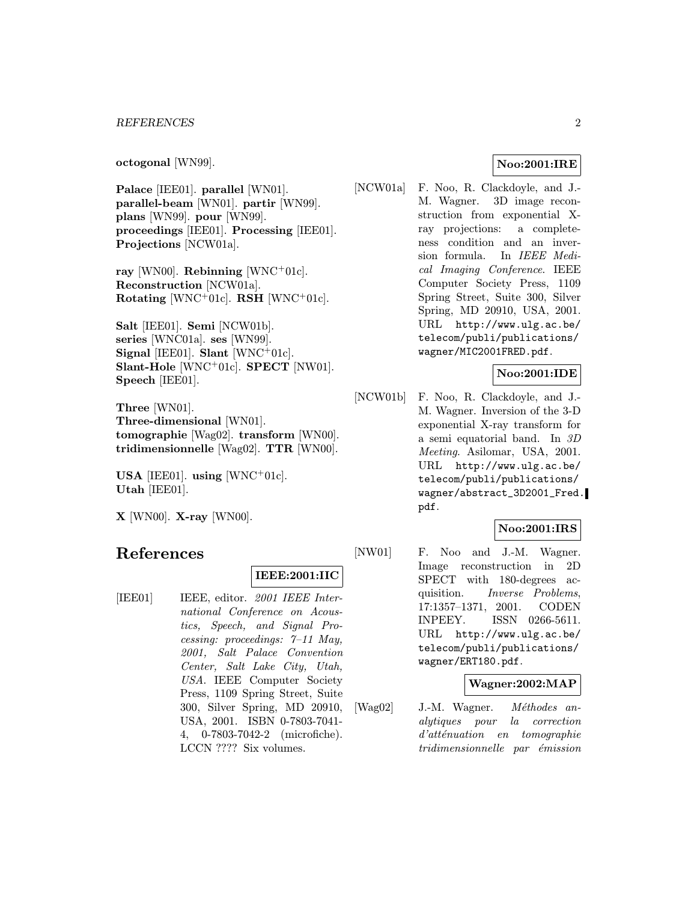**octogonal** [WN99].

**Palace** [IEE01]. **parallel** [WN01]. **parallel-beam** [WN01]. **partir** [WN99]. **plans** [WN99]. **pour** [WN99]. **proceedings** [IEE01]. **Processing** [IEE01]. **Projections** [NCW01a].

**ray** [WN00]. **Rebinning** [WNC+01c]. **Reconstruction** [NCW01a]. **Rotating** [WNC+01c]. **RSH** [WNC+01c].

**Salt** [IEE01]. **Semi** [NCW01b]. **series** [WNC01a]. **ses** [WN99]. **Signal** [IEE01]. **Slant** [WNC+01c]. **Slant-Hole** [WNC+01c]. **SPECT** [NW01]. **Speech** [IEE01].

**Three** [WN01]. **Three-dimensional** [WN01]. **tomographie** [Wag02]. **transform** [WN00]. **tridimensionnelle** [Wag02]. **TTR** [WN00].

**USA** [IEE01]. **using** [WNC+01c]. **Utah** [IEE01].

**X** [WN00]. **X-ray** [WN00].

# References

**IEEE:2001:IIC**

[IEE01] IEEE, editor. *2001 IEEE International Conference on Acoustics, Speech, and Signal Processing: proceedings: 7–11 May, 2001, Salt Palace Convention Center, Salt Lake City, Utah, USA*. IEEE Computer Society Press, 1109 Spring Street, Suite 300, Silver Spring, MD 20910, USA, 2001. ISBN 0-7803-7041-4, 0-7803-7042-2 (microfiche). LCCN ???? Six volumes.

**Noo:2001:IRE**

[NCW01a] F. Noo, R. Clackdoyle, and J.-M. Wagner. 3D image reconstruction from exponential X-ray projections: a completeness condition and an inversion formula. In *IEEE Medical Imaging Conference*. IEEE Computer Society Press, 1109 Spring Street, Suite 300, Silver Spring, MD 20910, USA, 2001. URL `http://www.ulg.ac.be/telecom/publi/publications/wagner/MIC2001FRED.pdf`.

**Noo:2001:IDE**

[NCW01b] F. Noo, R. Clackdoyle, and J.-M. Wagner. Inversion of the 3-D exponential X-ray transform for a semi equatorial band. In *3D Meeting*. Asilomar, USA, 2001. URL `http://www.ulg.ac.be/telecom/publi/publications/wagner/abstract_3D2001_Fred.pdf`.

**Noo:2001:IRS**

[NW01] F. Noo and J.-M. Wagner. Image reconstruction in 2D SPECT with 180-degrees acquisition. *Inverse Problems*, 17:1357–1371, 2001. CODEN INPEEY. ISSN 0266-5611. URL `http://www.ulg.ac.be/telecom/publi/publications/wagner/ERT180.pdf`.

**Wagner:2002:MAP**

[Wag02] J.-M. Wagner. *Méthodes analytiques pour la correction d'atténuation en tomographie tridimensionnelle par émission*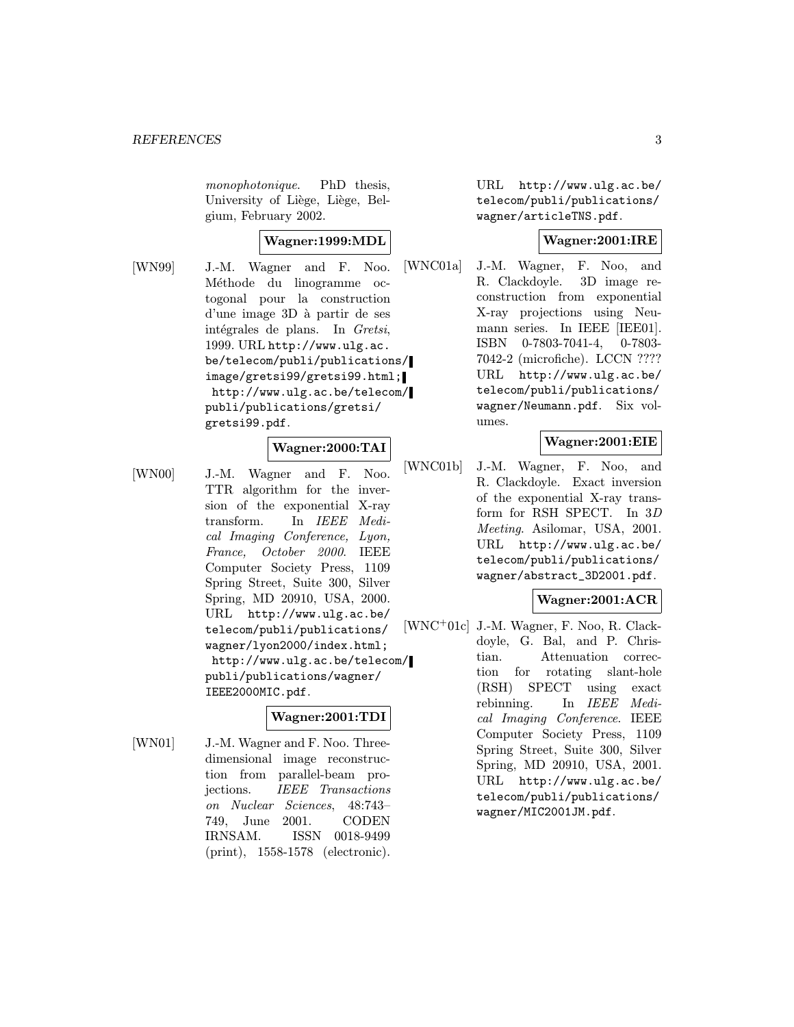*monophotonique*. PhD thesis, University of Liège, Liège, Belgium, February 2002.

**Wagner:1999:MDL**

[WN99] J.-M. Wagner and F. Noo. Méthode du linogramme octogonal pour la construction d'une image 3D à partir de ses intégrales de plans. In *Gretsi*, 1999. URL http://www.ulg.ac.be/telecom/publi/publications/image/gretsi99/gretsi99.html; http://www.ulg.ac.be/telecom/publi/publications/gretsi/gretsi99.pdf.

**Wagner:2000:TAI**

[WN00] J.-M. Wagner and F. Noo. TTR algorithm for the inversion of the exponential X-ray transform. In *IEEE Medical Imaging Conference, Lyon, France, October 2000*. IEEE Computer Society Press, 1109 Spring Street, Suite 300, Silver Spring, MD 20910, USA, 2000. URL http://www.ulg.ac.be/telecom/publi/publications/wagner/lyon2000/index.html; http://www.ulg.ac.be/telecom/publi/publications/wagner/IEEE2000MIC.pdf.

**Wagner:2001:TDI**

[WN01] J.-M. Wagner and F. Noo. Three-dimensional image reconstruction from parallel-beam projections. *IEEE Transactions on Nuclear Sciences*, 48:743–749, June 2001. CODEN IRNSAM. ISSN 0018-9499 (print), 1558-1578 (electronic). URL http://www.ulg.ac.be/telecom/publi/publications/wagner/articleTNS.pdf.

**Wagner:2001:IRE**

[WNC01a] J.-M. Wagner, F. Noo, and R. Clackdoyle. 3D image reconstruction from exponential X-ray projections using Neumann series. In IEEE [IEE01]. ISBN 0-7803-7041-4, 0-7803-7042-2 (microfiche). LCCN ???? URL http://www.ulg.ac.be/telecom/publi/publications/wagner/Neumann.pdf. Six volumes.

**Wagner:2001:EIE**

[WNC01b] J.-M. Wagner, F. Noo, and R. Clackdoyle. Exact inversion of the exponential X-ray transform for RSH SPECT. In *3D Meeting*. Asilomar, USA, 2001. URL http://www.ulg.ac.be/telecom/publi/publications/wagner/abstract_3D2001.pdf.

**Wagner:2001:ACR**

[WNC+01c] J.-M. Wagner, F. Noo, R. Clackdoyle, G. Bal, and P. Christian. Attenuation correction for rotating slant-hole (RSH) SPECT using exact rebinning. In *IEEE Medical Imaging Conference*. IEEE Computer Society Press, 1109 Spring Street, Suite 300, Silver Spring, MD 20910, USA, 2001. URL http://www.ulg.ac.be/telecom/publi/publications/wagner/MIC2001JM.pdf.